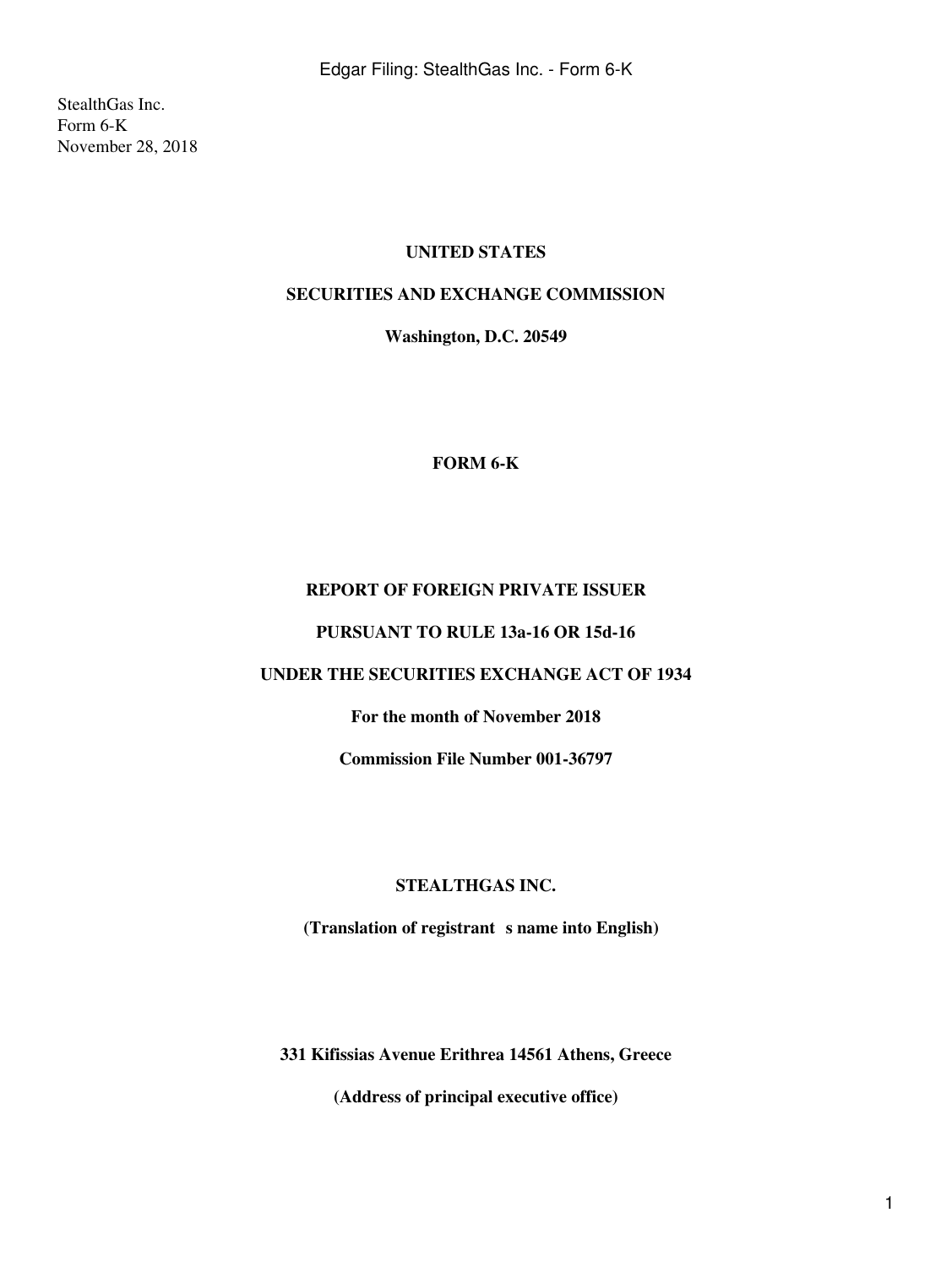StealthGas Inc.
Form 6-K
November 28, 2018

**UNITED STATES**

**SECURITIES AND EXCHANGE COMMISSION**

**Washington, D.C. 20549**

**FORM 6-K**

**REPORT OF FOREIGN PRIVATE ISSUER**

**PURSUANT TO RULE 13a-16 OR 15d-16**

**UNDER THE SECURITIES EXCHANGE ACT OF 1934**

**For the month of November 2018**

**Commission File Number 001-36797**

**STEALTHGAS INC.**

**(Translation of registrant s name into English)**

**331 Kifissias Avenue Erithrea 14561 Athens, Greece**

**(Address of principal executive office)**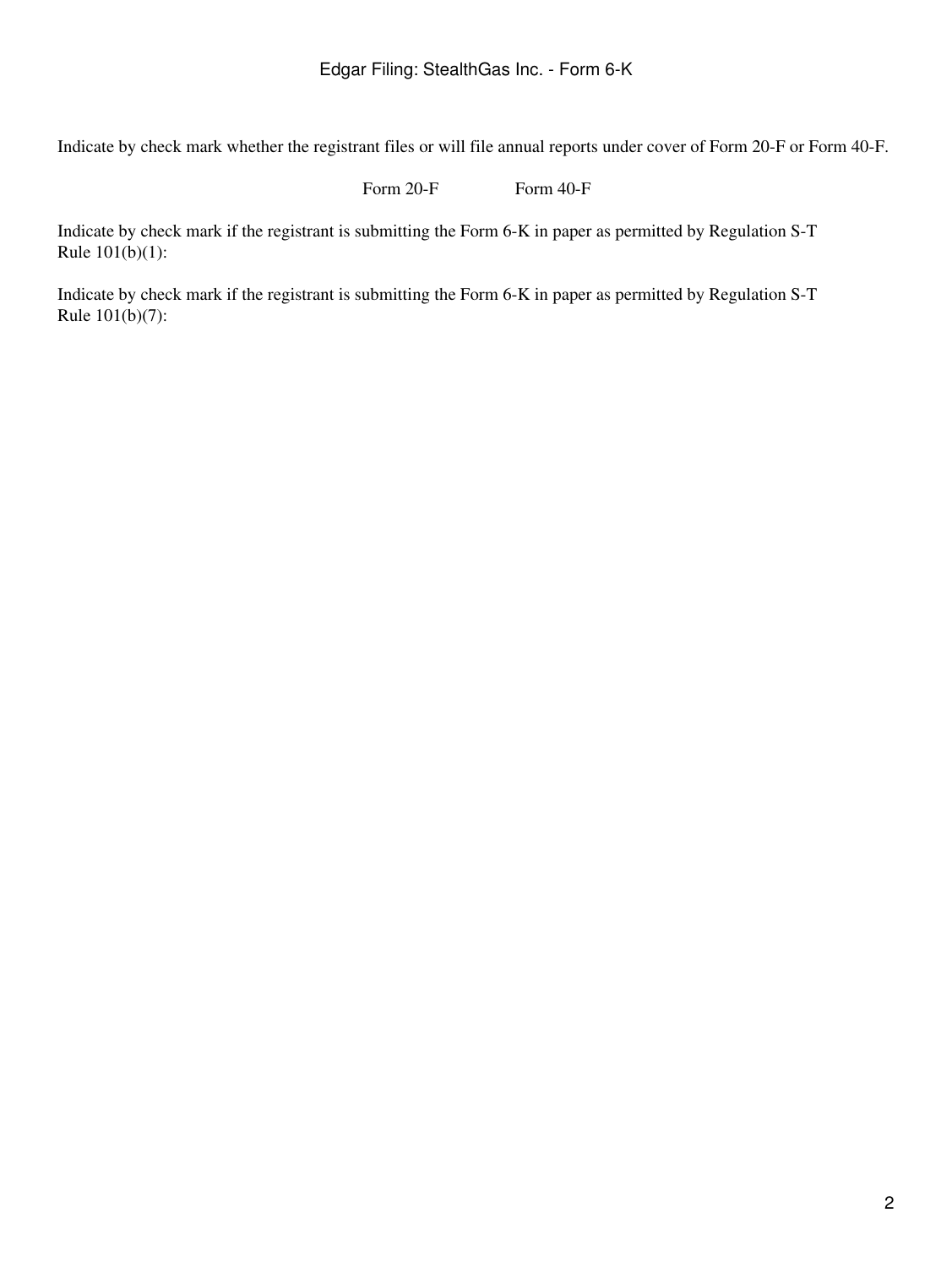Indicate by check mark whether the registrant files or will file annual reports under cover of Form 20-F or Form 40-F.

Form 20-F Form 40-F

Indicate by check mark if the registrant is submitting the Form 6-K in paper as permitted by Regulation S-T Rule 101(b)(1):

Indicate by check mark if the registrant is submitting the Form 6-K in paper as permitted by Regulation S-T Rule 101(b)(7):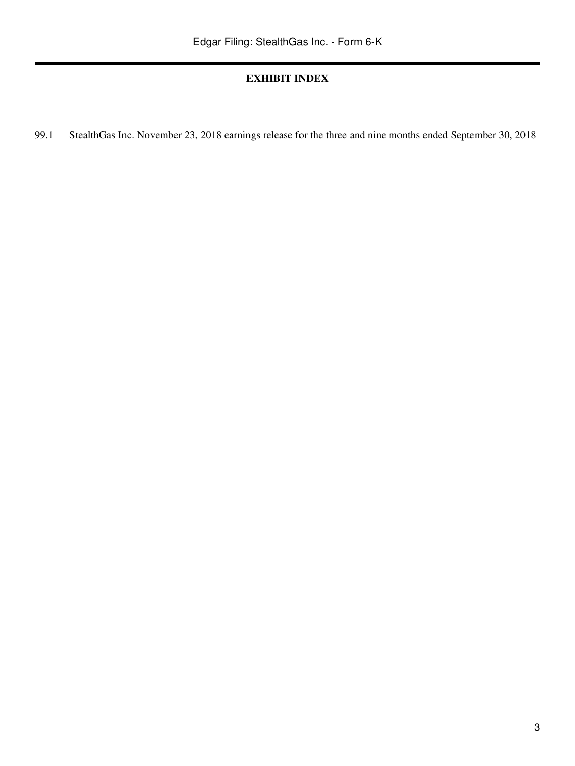## EXHIBIT INDEX

99.1 StealthGas Inc. November 23, 2018 earnings release for the three and nine months ended September 30, 2018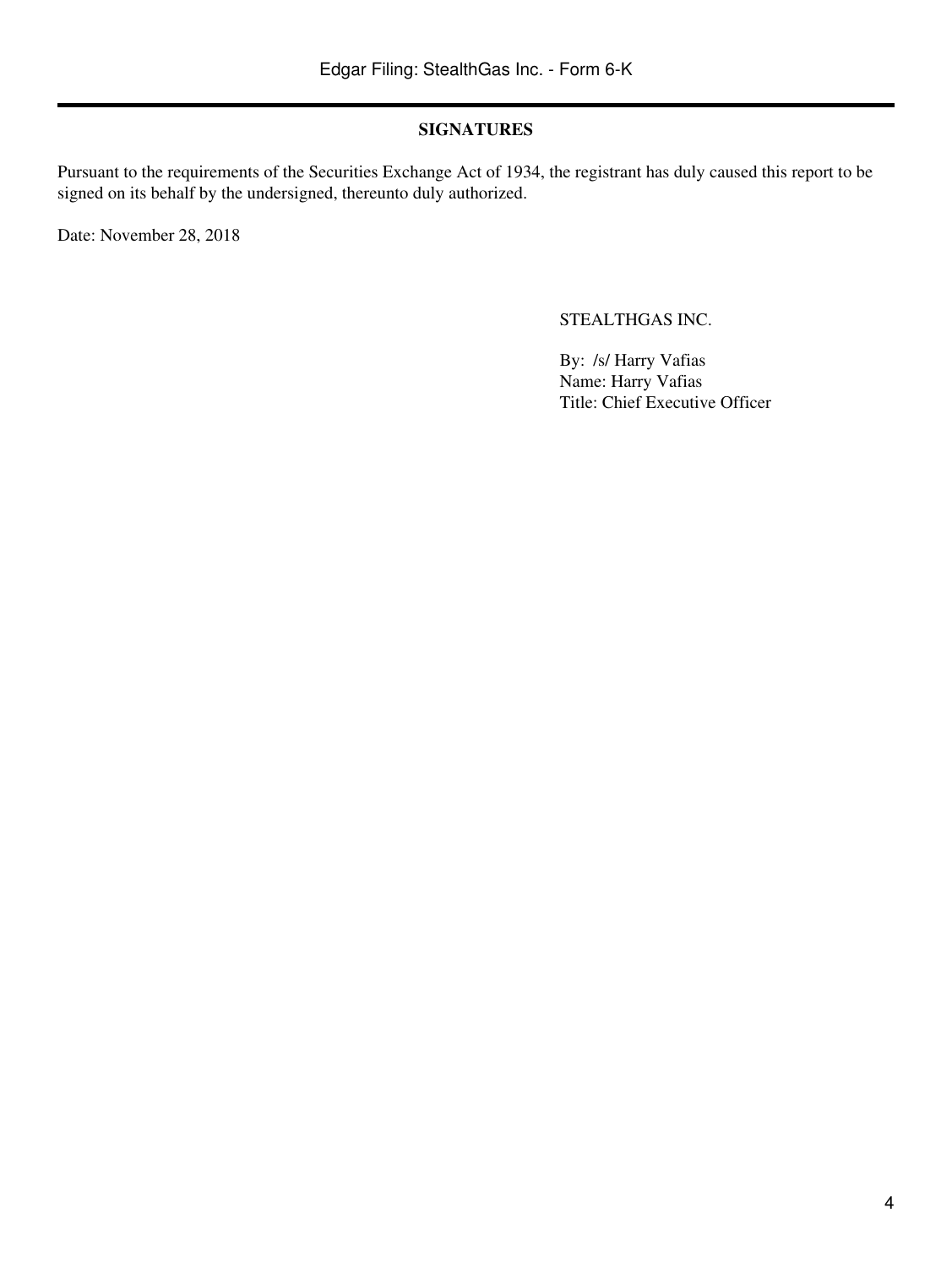## SIGNATURES

Pursuant to the requirements of the Securities Exchange Act of 1934, the registrant has duly caused this report to be signed on its behalf by the undersigned, thereunto duly authorized.

Date: November 28, 2018

STEALTHGAS INC.

By: /s/ Harry Vafias
Name: Harry Vafias
Title: Chief Executive Officer